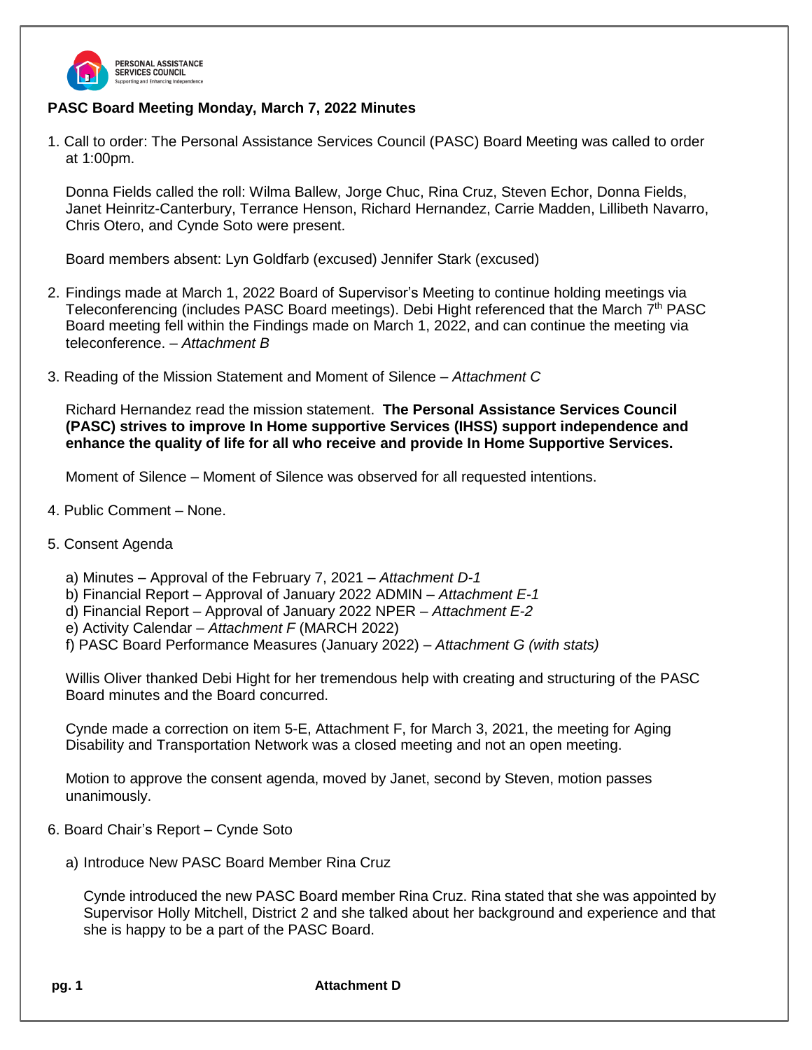PERSONAL ASSISTANCE SERVICES COUNCIL
Supporting and Enhancing Independence

**PASC Board Meeting Monday, March 7, 2022 Minutes**

1. Call to order: The Personal Assistance Services Council (PASC) Board Meeting was called to order at 1:00pm.

   Donna Fields called the roll: Wilma Ballew, Jorge Chuc, Rina Cruz, Steven Echor, Donna Fields, Janet Heinritz-Canterbury, Terrance Henson, Richard Hernandez, Carrie Madden, Lillibeth Navarro, Chris Otero, and Cynde Soto were present.

   Board members absent: Lyn Goldfarb (excused) Jennifer Stark (excused)

2. Findings made at March 1, 2022 Board of Supervisor's Meeting to continue holding meetings via Teleconferencing (includes PASC Board meetings). Debi Hight referenced that the March 7th PASC Board meeting fell within the Findings made on March 1, 2022, and can continue the meeting via teleconference. – *Attachment B*

3. Reading of the Mission Statement and Moment of Silence – *Attachment C*

   Richard Hernandez read the mission statement. **The Personal Assistance Services Council (PASC) strives to improve In Home supportive Services (IHSS) support independence and enhance the quality of life for all who receive and provide In Home Supportive Services.**

   Moment of Silence – Moment of Silence was observed for all requested intentions.

4. Public Comment – None.

5. Consent Agenda

   a) Minutes – Approval of the February 7, 2021 – *Attachment D-1*
   b) Financial Report – Approval of January 2022 ADMIN – *Attachment E-1*
   d) Financial Report – Approval of January 2022 NPER – *Attachment E-2*
   e) Activity Calendar – *Attachment F* (MARCH 2022)
   f) PASC Board Performance Measures (January 2022) – *Attachment G (with stats)*

   Willis Oliver thanked Debi Hight for her tremendous help with creating and structuring of the PASC Board minutes and the Board concurred.

   Cynde made a correction on item 5-E, Attachment F, for March 3, 2021, the meeting for Aging Disability and Transportation Network was a closed meeting and not an open meeting.

   Motion to approve the consent agenda, moved by Janet, second by Steven, motion passes unanimously.

6. Board Chair's Report – Cynde Soto

   a) Introduce New PASC Board Member Rina Cruz

      Cynde introduced the new PASC Board member Rina Cruz. Rina stated that she was appointed by Supervisor Holly Mitchell, District 2 and she talked about her background and experience and that she is happy to be a part of the PASC Board.

Attachment D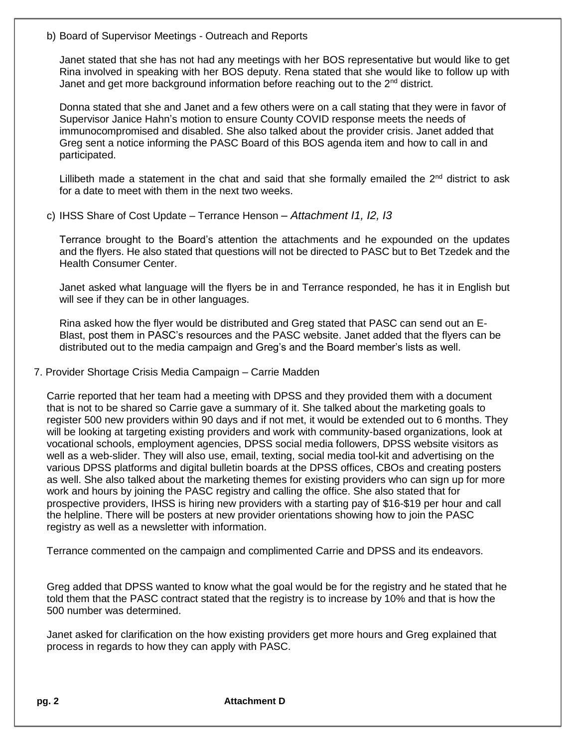b) Board of Supervisor Meetings - Outreach and Reports

Janet stated that she has not had any meetings with her BOS representative but would like to get Rina involved in speaking with her BOS deputy. Rena stated that she would like to follow up with Janet and get more background information before reaching out to the 2nd district.

Donna stated that she and Janet and a few others were on a call stating that they were in favor of Supervisor Janice Hahn's motion to ensure County COVID response meets the needs of immunocompromised and disabled. She also talked about the provider crisis. Janet added that Greg sent a notice informing the PASC Board of this BOS agenda item and how to call in and participated.

Lillibeth made a statement in the chat and said that she formally emailed the 2nd district to ask for a date to meet with them in the next two weeks.

c) IHSS Share of Cost Update – Terrance Henson – *Attachment I1, I2, I3*

Terrance brought to the Board's attention the attachments and he expounded on the updates and the flyers. He also stated that questions will not be directed to PASC but to Bet Tzedek and the Health Consumer Center.

Janet asked what language will the flyers be in and Terrance responded, he has it in English but will see if they can be in other languages.

Rina asked how the flyer would be distributed and Greg stated that PASC can send out an E-Blast, post them in PASC's resources and the PASC website. Janet added that the flyers can be distributed out to the media campaign and Greg's and the Board member's lists as well.

7. Provider Shortage Crisis Media Campaign – Carrie Madden

Carrie reported that her team had a meeting with DPSS and they provided them with a document that is not to be shared so Carrie gave a summary of it. She talked about the marketing goals to register 500 new providers within 90 days and if not met, it would be extended out to 6 months. They will be looking at targeting existing providers and work with community-based organizations, look at vocational schools, employment agencies, DPSS social media followers, DPSS website visitors as well as a web-slider. They will also use, email, texting, social media tool-kit and advertising on the various DPSS platforms and digital bulletin boards at the DPSS offices, CBOs and creating posters as well. She also talked about the marketing themes for existing providers who can sign up for more work and hours by joining the PASC registry and calling the office. She also stated that for prospective providers, IHSS is hiring new providers with a starting pay of $16-$19 per hour and call the helpline. There will be posters at new provider orientations showing how to join the PASC registry as well as a newsletter with information.

Terrance commented on the campaign and complimented Carrie and DPSS and its endeavors.

Greg added that DPSS wanted to know what the goal would be for the registry and he stated that he told them that the PASC contract stated that the registry is to increase by 10% and that is how the 500 number was determined.

Janet asked for clarification on the how existing providers get more hours and Greg explained that process in regards to how they can apply with PASC.

**Attachment D**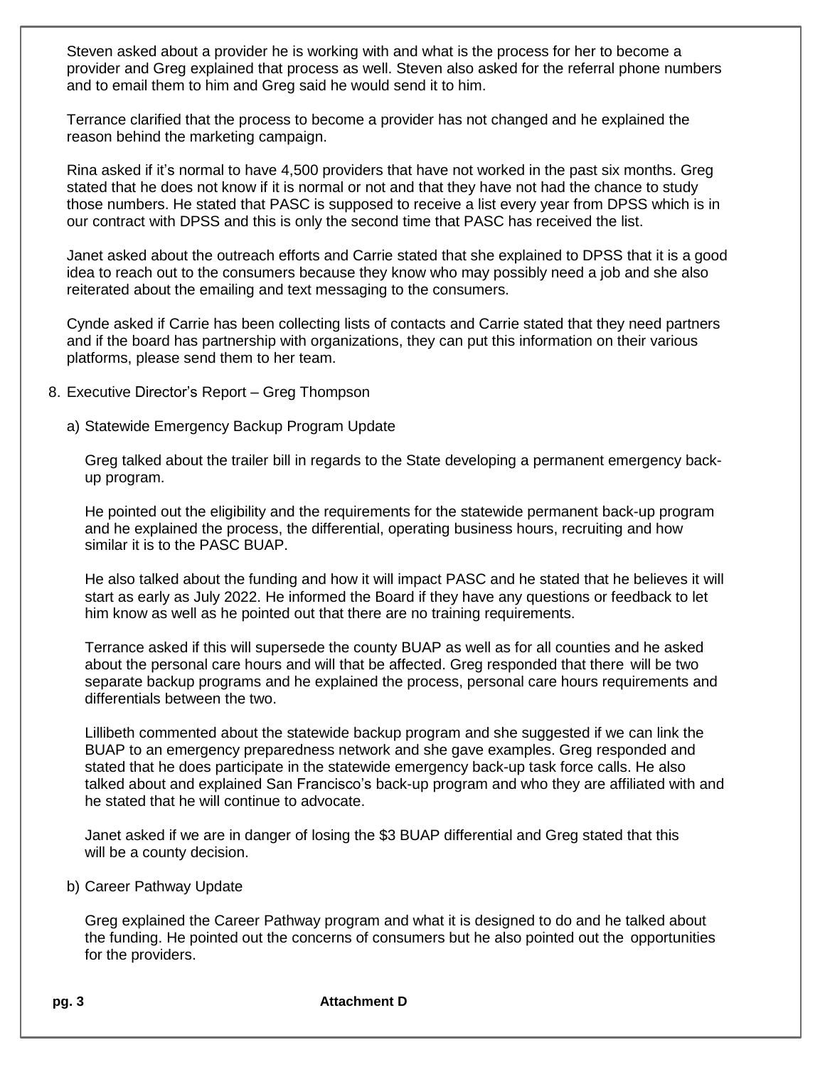Steven asked about a provider he is working with and what is the process for her to become a provider and Greg explained that process as well. Steven also asked for the referral phone numbers and to email them to him and Greg said he would send it to him.

Terrance clarified that the process to become a provider has not changed and he explained the reason behind the marketing campaign.

Rina asked if it's normal to have 4,500 providers that have not worked in the past six months. Greg stated that he does not know if it is normal or not and that they have not had the chance to study those numbers. He stated that PASC is supposed to receive a list every year from DPSS which is in our contract with DPSS and this is only the second time that PASC has received the list.

Janet asked about the outreach efforts and Carrie stated that she explained to DPSS that it is a good idea to reach out to the consumers because they know who may possibly need a job and she also reiterated about the emailing and text messaging to the consumers.

Cynde asked if Carrie has been collecting lists of contacts and Carrie stated that they need partners and if the board has partnership with organizations, they can put this information on their various platforms, please send them to her team.

8. Executive Director's Report – Greg Thompson

   a) Statewide Emergency Backup Program Update

   Greg talked about the trailer bill in regards to the State developing a permanent emergency back-up program.

   He pointed out the eligibility and the requirements for the statewide permanent back-up program and he explained the process, the differential, operating business hours, recruiting and how similar it is to the PASC BUAP.

   He also talked about the funding and how it will impact PASC and he stated that he believes it will start as early as July 2022. He informed the Board if they have any questions or feedback to let him know as well as he pointed out that there are no training requirements.

   Terrance asked if this will supersede the county BUAP as well as for all counties and he asked about the personal care hours and will that be affected. Greg responded that there will be two separate backup programs and he explained the process, personal care hours requirements and differentials between the two.

   Lillibeth commented about the statewide backup program and she suggested if we can link the BUAP to an emergency preparedness network and she gave examples. Greg responded and stated that he does participate in the statewide emergency back-up task force calls. He also talked about and explained San Francisco's back-up program and who they are affiliated with and he stated that he will continue to advocate.

   Janet asked if we are in danger of losing the $3 BUAP differential and Greg stated that this will be a county decision.

   b) Career Pathway Update

   Greg explained the Career Pathway program and what it is designed to do and he talked about the funding. He pointed out the concerns of consumers but he also pointed out the opportunities for the providers.

Attachment D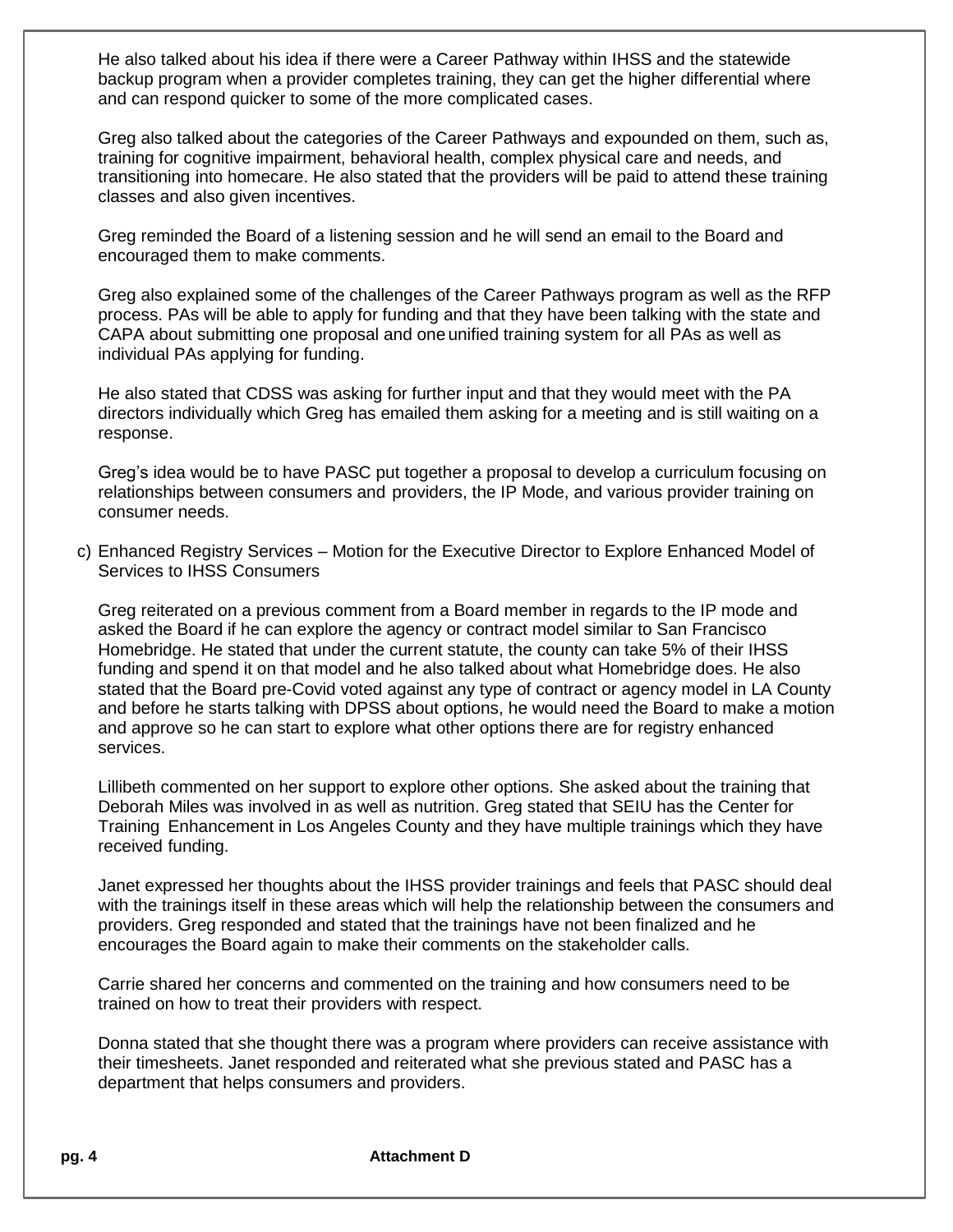He also talked about his idea if there were a Career Pathway within IHSS and the statewide backup program when a provider completes training, they can get the higher differential where and can respond quicker to some of the more complicated cases.

Greg also talked about the categories of the Career Pathways and expounded on them, such as, training for cognitive impairment, behavioral health, complex physical care and needs, and transitioning into homecare. He also stated that the providers will be paid to attend these training classes and also given incentives.

Greg reminded the Board of a listening session and he will send an email to the Board and encouraged them to make comments.

Greg also explained some of the challenges of the Career Pathways program as well as the RFP process. PAs will be able to apply for funding and that they have been talking with the state and CAPA about submitting one proposal and one unified training system for all PAs as well as individual PAs applying for funding.

He also stated that CDSS was asking for further input and that they would meet with the PA directors individually which Greg has emailed them asking for a meeting and is still waiting on a response.

Greg's idea would be to have PASC put together a proposal to develop a curriculum focusing on relationships between consumers and providers, the IP Mode, and various provider training on consumer needs.

c) Enhanced Registry Services – Motion for the Executive Director to Explore Enhanced Model of Services to IHSS Consumers

Greg reiterated on a previous comment from a Board member in regards to the IP mode and asked the Board if he can explore the agency or contract model similar to San Francisco Homebridge. He stated that under the current statute, the county can take 5% of their IHSS funding and spend it on that model and he also talked about what Homebridge does. He also stated that the Board pre-Covid voted against any type of contract or agency model in LA County and before he starts talking with DPSS about options, he would need the Board to make a motion and approve so he can start to explore what other options there are for registry enhanced services.

Lillibeth commented on her support to explore other options. She asked about the training that Deborah Miles was involved in as well as nutrition. Greg stated that SEIU has the Center for Training Enhancement in Los Angeles County and they have multiple trainings which they have received funding.

Janet expressed her thoughts about the IHSS provider trainings and feels that PASC should deal with the trainings itself in these areas which will help the relationship between the consumers and providers. Greg responded and stated that the trainings have not been finalized and he encourages the Board again to make their comments on the stakeholder calls.

Carrie shared her concerns and commented on the training and how consumers need to be trained on how to treat their providers with respect.

Donna stated that she thought there was a program where providers can receive assistance with their timesheets. Janet responded and reiterated what she previous stated and PASC has a department that helps consumers and providers.

**Attachment D**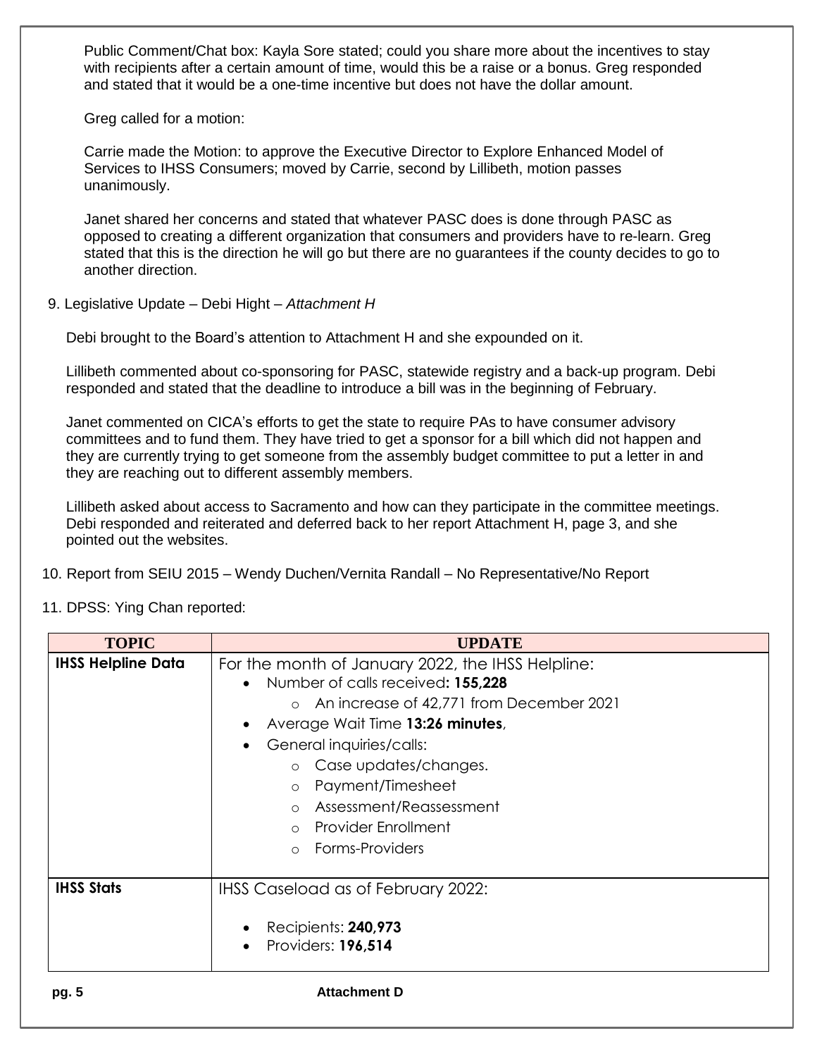Public Comment/Chat box: Kayla Sore stated; could you share more about the incentives to stay with recipients after a certain amount of time, would this be a raise or a bonus. Greg responded and stated that it would be a one-time incentive but does not have the dollar amount.

Greg called for a motion:

Carrie made the Motion: to approve the Executive Director to Explore Enhanced Model of Services to IHSS Consumers; moved by Carrie, second by Lillibeth, motion passes unanimously.

Janet shared her concerns and stated that whatever PASC does is done through PASC as opposed to creating a different organization that consumers and providers have to re-learn. Greg stated that this is the direction he will go but there are no guarantees if the county decides to go to another direction.

9. Legislative Update – Debi Hight – *Attachment H*

Debi brought to the Board's attention to Attachment H and she expounded on it.

Lillibeth commented about co-sponsoring for PASC, statewide registry and a back-up program. Debi responded and stated that the deadline to introduce a bill was in the beginning of February.

Janet commented on CICA's efforts to get the state to require PAs to have consumer advisory committees and to fund them. They have tried to get a sponsor for a bill which did not happen and they are currently trying to get someone from the assembly budget committee to put a letter in and they are reaching out to different assembly members.

Lillibeth asked about access to Sacramento and how can they participate in the committee meetings. Debi responded and reiterated and deferred back to her report Attachment H, page 3, and she pointed out the websites.

10. Report from SEIU 2015 – Wendy Duchen/Vernita Randall – No Representative/No Report

11. DPSS: Ying Chan reported:

| TOPIC | UPDATE |
| --- | --- |
| **IHSS Helpline Data** | For the month of January 2022, the IHSS Helpline:<br>• Number of calls received**: 155,228**<br>  ◦ An increase of 42,771 from December 2021<br>• Average Wait Time **13:26 minutes**,<br>• General inquiries/calls:<br>  ◦ Case updates/changes.<br>  ◦ Payment/Timesheet<br>  ◦ Assessment/Reassessment<br>  ◦ Provider Enrollment<br>  ◦ Forms-Providers |
| **IHSS Stats** | IHSS Caseload as of February 2022:<br>• Recipients: **240,973**<br>• Providers: **196,514** |

**Attachment D**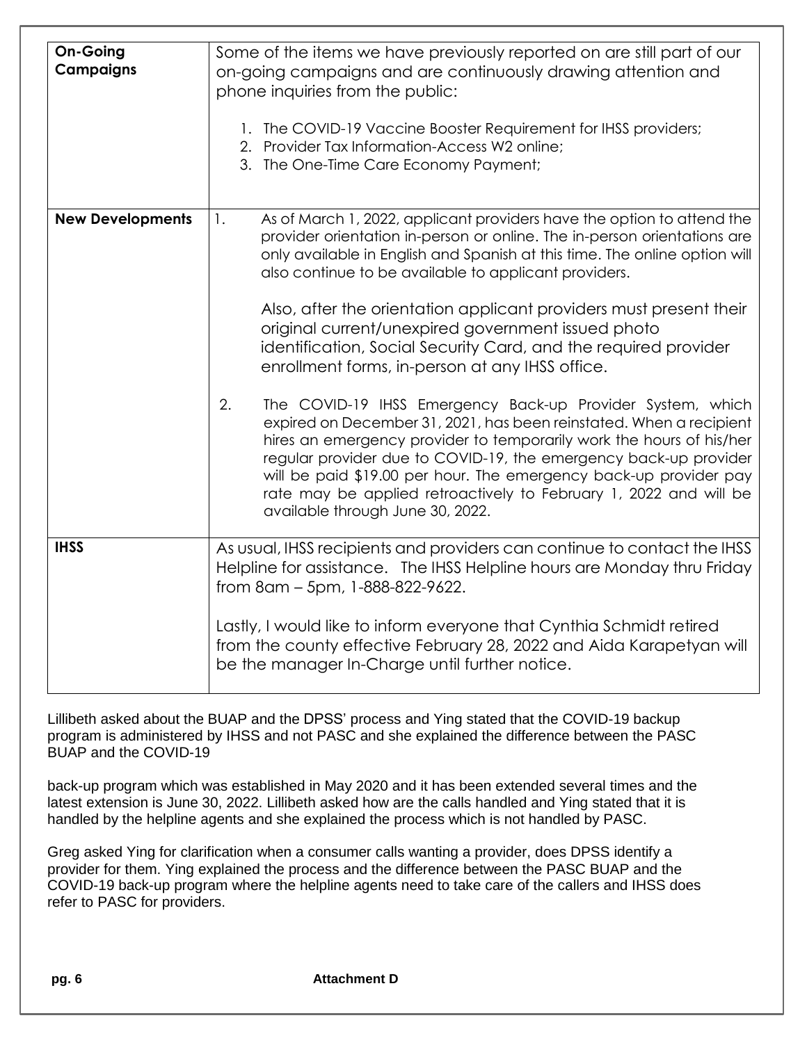| | |
|---|---|
| **On-Going Campaigns** | Some of the items we have previously reported on are still part of our on-going campaigns and are continuously drawing attention and phone inquiries from the public:<br><br>1. The COVID-19 Vaccine Booster Requirement for IHSS providers;<br>2. Provider Tax Information-Access W2 online;<br>3. The One-Time Care Economy Payment; |
| **New Developments** | 1. As of March 1, 2022, applicant providers have the option to attend the provider orientation in-person or online. The in-person orientations are only available in English and Spanish at this time. The online option will also continue to be available to applicant providers.<br><br>Also, after the orientation applicant providers must present their original current/unexpired government issued photo identification, Social Security Card, and the required provider enrollment forms, in-person at any IHSS office.<br><br>2. The COVID-19 IHSS Emergency Back-up Provider System, which expired on December 31, 2021, has been reinstated. When a recipient hires an emergency provider to temporarily work the hours of his/her regular provider due to COVID-19, the emergency back-up provider will be paid $19.00 per hour. The emergency back-up provider pay rate may be applied retroactively to February 1, 2022 and will be available through June 30, 2022. |
| **IHSS** | As usual, IHSS recipients and providers can continue to contact the IHSS Helpline for assistance. The IHSS Helpline hours are Monday thru Friday from 8am – 5pm, 1-888-822-9622.<br><br>Lastly, I would like to inform everyone that Cynthia Schmidt retired from the county effective February 28, 2022 and Aida Karapetyan will be the manager In-Charge until further notice. |

Lillibeth asked about the BUAP and the DPSS' process and Ying stated that the COVID-19 backup program is administered by IHSS and not PASC and she explained the difference between the PASC BUAP and the COVID-19

back-up program which was established in May 2020 and it has been extended several times and the latest extension is June 30, 2022. Lillibeth asked how are the calls handled and Ying stated that it is handled by the helpline agents and she explained the process which is not handled by PASC.

Greg asked Ying for clarification when a consumer calls wanting a provider, does DPSS identify a provider for them. Ying explained the process and the difference between the PASC BUAP and the COVID-19 back-up program where the helpline agents need to take care of the callers and IHSS does refer to PASC for providers.

**Attachment D**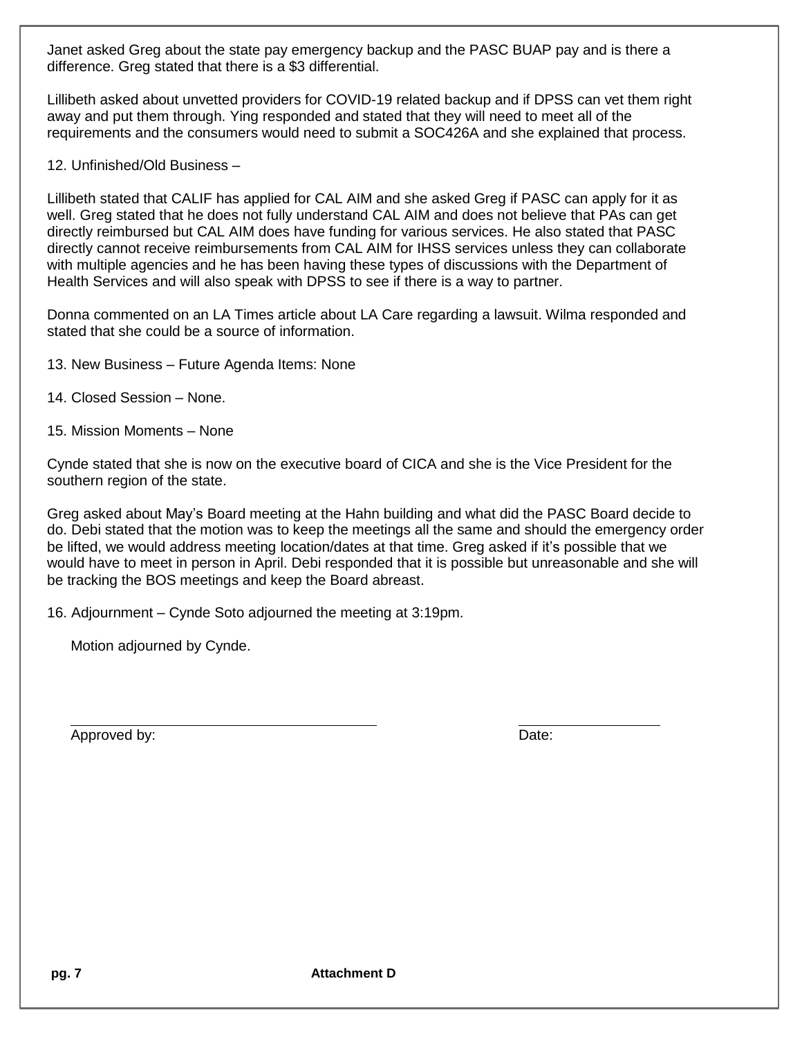Janet asked Greg about the state pay emergency backup and the PASC BUAP pay and is there a difference. Greg stated that there is a $3 differential.

Lillibeth asked about unvetted providers for COVID-19 related backup and if DPSS can vet them right away and put them through. Ying responded and stated that they will need to meet all of the requirements and the consumers would need to submit a SOC426A and she explained that process.

12. Unfinished/Old Business –

Lillibeth stated that CALIF has applied for CAL AIM and she asked Greg if PASC can apply for it as well. Greg stated that he does not fully understand CAL AIM and does not believe that PAs can get directly reimbursed but CAL AIM does have funding for various services. He also stated that PASC directly cannot receive reimbursements from CAL AIM for IHSS services unless they can collaborate with multiple agencies and he has been having these types of discussions with the Department of Health Services and will also speak with DPSS to see if there is a way to partner.

Donna commented on an LA Times article about LA Care regarding a lawsuit. Wilma responded and stated that she could be a source of information.

13. New Business – Future Agenda Items: None

14. Closed Session – None.

15. Mission Moments – None

Cynde stated that she is now on the executive board of CICA and she is the Vice President for the southern region of the state.

Greg asked about May's Board meeting at the Hahn building and what did the PASC Board decide to do. Debi stated that the motion was to keep the meetings all the same and should the emergency order be lifted, we would address meeting location/dates at that time. Greg asked if it's possible that we would have to meet in person in April. Debi responded that it is possible but unreasonable and she will be tracking the BOS meetings and keep the Board abreast.

16. Adjournment – Cynde Soto adjourned the meeting at 3:19pm.

Motion adjourned by Cynde.

Approved by: ______________________ Date: ______________

Attachment D